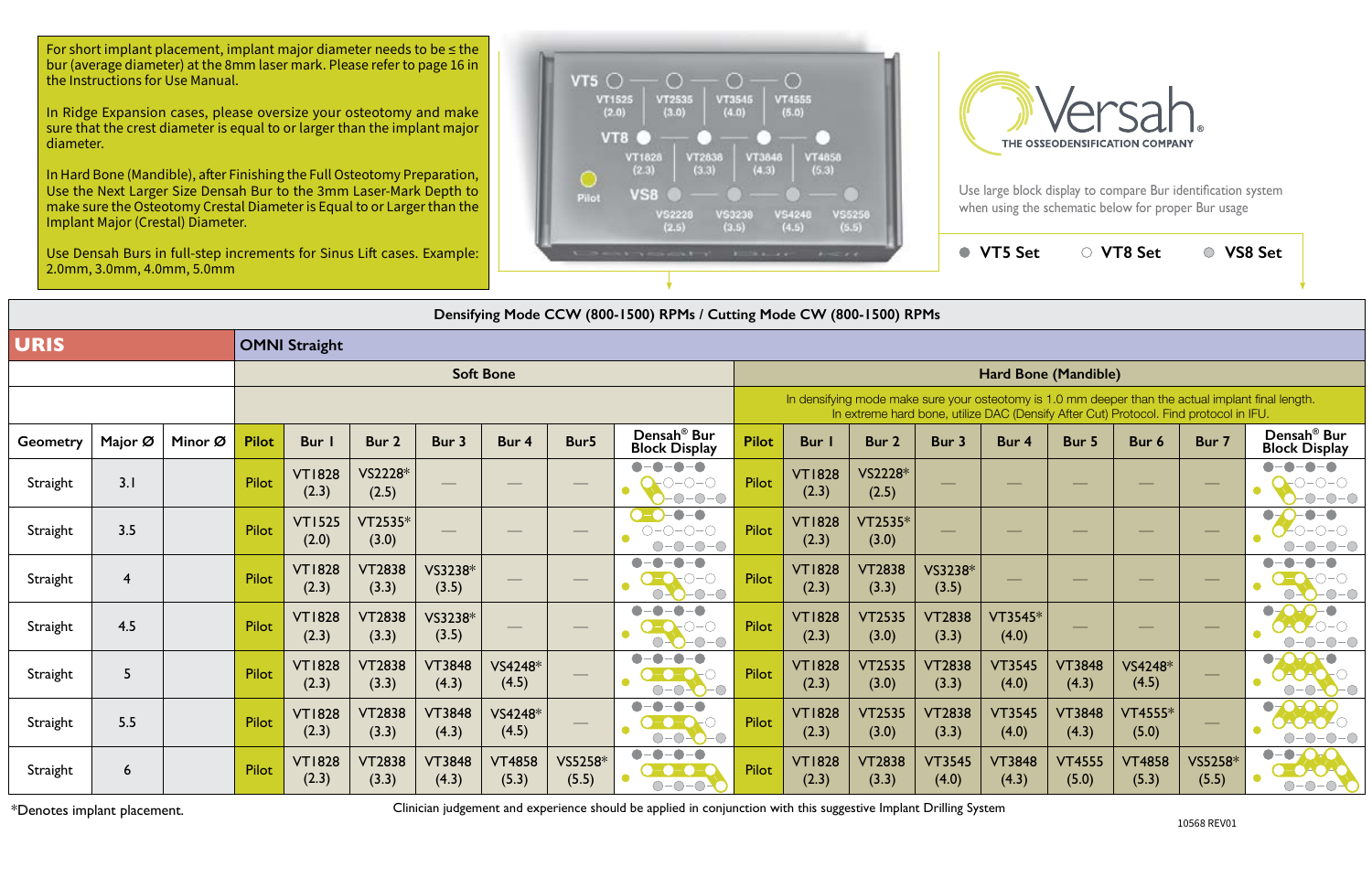For short implant placement, implant major diameter needs to be ≤ the bur (average diameter) at the 8mm laser mark. Please refer to page 16 in the Instructions for Use Manual.

In Ridge Expansion cases, please oversize your osteotomy and make sure that the crest diameter is equal to or larger than the implant major diameter.

In Hard Bone (Mandible), after Finishing the Full Osteotomy Preparation, Use the Next Larger Size Densah Bur to the 3mm Laser-Mark Depth to make sure the Osteotomy Crestal Diameter is Equal to or Larger than the Implant Major (Crestal) Diameter.

Use Densah Burs in full-step increments for Sinus Lift cases. Example: 2.0mm, 3.0mm, 4.0mm, 5.0mm

VT5: VT1525 (2.0), VT2535 (3.0), VT3545 (4.0), VT4555 (5.0)

VT8: VT1828 (2.3), VT2838 (3.3), VT3848 (4.3), VT4858 (5.3)

VS8: VS2228 (2.5), VS3238 (3.5), VS4248 (4.5), VS5258 (5.5)

Pilot

Versah® THE OSSEODENSIFICATION COMPANY

Use large block display to compare Bur identification system when using the schematic below for proper Bur usage

● VT5 Set ○ VT8 Set ◎ VS8 Set

**Densifying Mode CCW (800-1500) RPMs / Cutting Mode CW (800-1500) RPMs**

| URIS | | | OMNI Straight | | | | | | | | | | | | | | | |
|---|---|---|---|---|---|---|---|---|---|---|---|---|---|---|---|---|---|---|
| | | | Soft Bone | | | | | | | Hard Bone (Mandible) | | | | | | | | |
| | | | | | | | | | | In densifying mode make sure your osteotomy is 1.0 mm deeper than the actual implant final length. In extreme hard bone, utilize DAC (Densify After Cut) Protocol. Find protocol in IFU. | | | | | | | | |
| Geometry | Major Ø | Minor Ø | Pilot | Bur 1 | Bur 2 | Bur 3 | Bur 4 | Bur5 | Densah® Bur Block Display | Pilot | Bur 1 | Bur 2 | Bur 3 | Bur 4 | Bur 5 | Bur 6 | Bur 7 | Densah® Bur Block Display |
| Straight | 3.1 | | Pilot | VT1828 (2.3) | VS2228* (2.5) | — | — | — | | Pilot | VT1828 (2.3) | VS2228* (2.5) | — | — | — | — | — | |
| Straight | 3.5 | | Pilot | VT1525 (2.0) | VT2535* (3.0) | — | — | — | | Pilot | VT1828 (2.3) | VT2535* (3.0) | — | — | — | — | — | |
| Straight | 4 | | Pilot | VT1828 (2.3) | VT2838 (3.3) | VS3238* (3.5) | — | — | | Pilot | VT1828 (2.3) | VT2838 (3.3) | VS3238* (3.5) | — | — | — | — | |
| Straight | 4.5 | | Pilot | VT1828 (2.3) | VT2838 (3.3) | VS3238* (3.5) | — | — | | Pilot | VT1828 (2.3) | VT2535 (3.0) | VT2838 (3.3) | VT3545* (4.0) | — | — | — | |
| Straight | 5 | | Pilot | VT1828 (2.3) | VT2838 (3.3) | VT3848 (4.3) | VS4248* (4.5) | — | | Pilot | VT1828 (2.3) | VT2535 (3.0) | VT2838 (3.3) | VT3545 (4.0) | VT3848 (4.3) | VS4248* (4.5) | — | |
| Straight | 5.5 | | Pilot | VT1828 (2.3) | VT2838 (3.3) | VT3848 (4.3) | VS4248* (4.5) | — | | Pilot | VT1828 (2.3) | VT2535 (3.0) | VT2838 (3.3) | VT3545 (4.0) | VT3848 (4.3) | VT4555* (5.0) | — | |
| Straight | 6 | | Pilot | VT1828 (2.3) | VT2838 (3.3) | VT3848 (4.3) | VT4858 (5.3) | VS5258* (5.5) | | Pilot | VT1828 (2.3) | VT2838 (3.3) | VT3545 (4.0) | VT3848 (4.3) | VT4555 (5.0) | VT4858 (5.3) | VS5258* (5.5) | |

*Denotes implant placement.

Clinician judgement and experience should be applied in conjunction with this suggestive Implant Drilling System

10568 REV01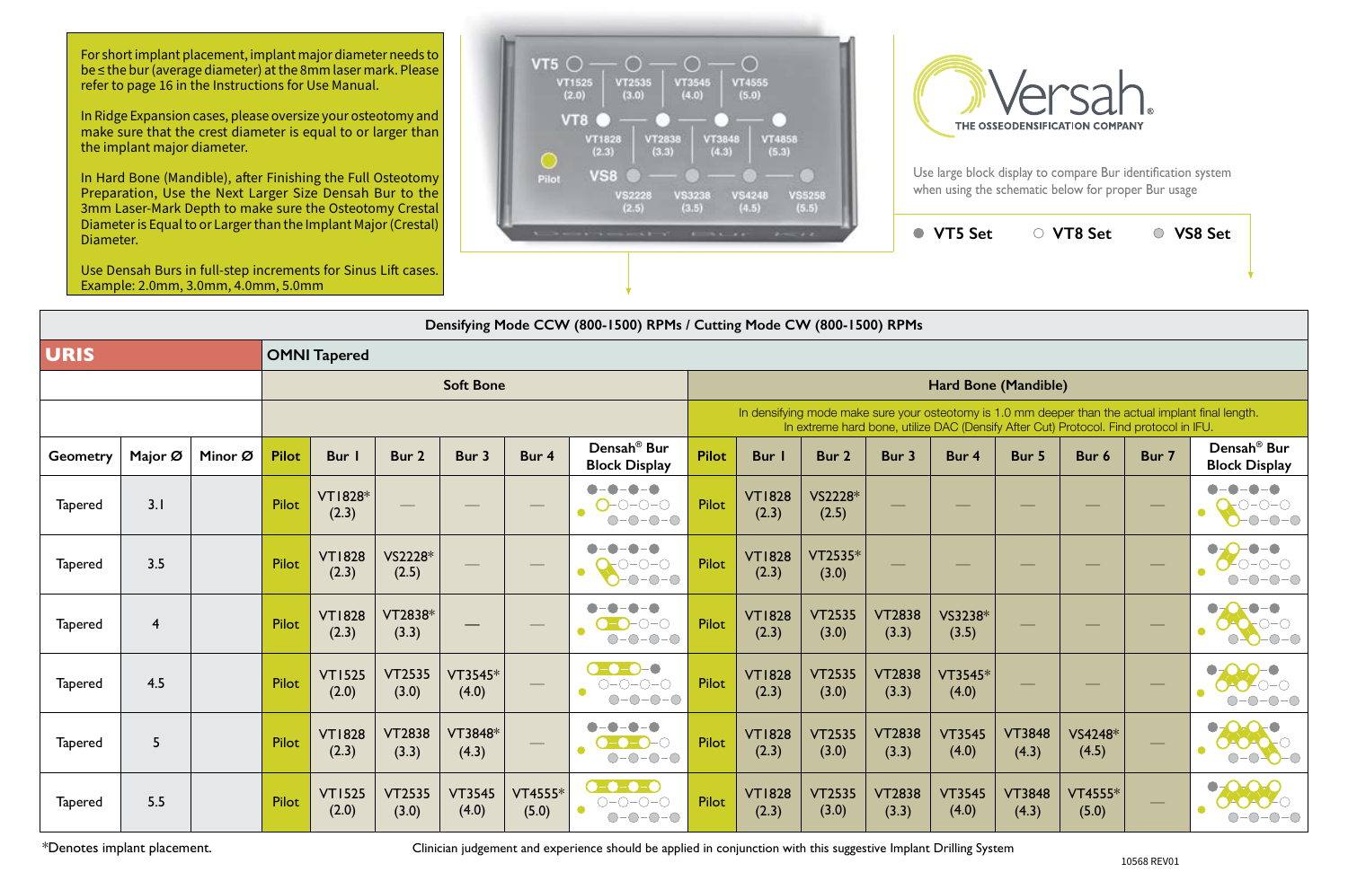For short implant placement, implant major diameter needs to be ≤ the bur (average diameter) at the 8mm laser mark. Please refer to page 16 in the Instructions for Use Manual.

In Ridge Expansion cases, please oversize your osteotomy and make sure that the crest diameter is equal to or larger than the implant major diameter.

In Hard Bone (Mandible), after Finishing the Full Osteotomy Preparation, Use the Next Larger Size Densah Bur to the 3mm Laser-Mark Depth to make sure the Osteotomy Crestal Diameter is Equal to or Larger than the Implant Major (Crestal) Diameter.

Use Densah Burs in full-step increments for Sinus Lift cases. Example: 2.0mm, 3.0mm, 4.0mm, 5.0mm

VT5: VT1525 (2.0) — VT2535 (3.0) — VT3545 (4.0) — VT4555 (5.0)

VT8: VT1828 (2.3) — VT2838 (3.3) — VT3848 (4.3) — VT4858 (5.3)

Pilot

VS8: VS2228 (2.5) — VS3238 (3.5) — VS4248 (4.5) — VS5258 (5.5)

Versah® THE OSSEODENSIFICATION COMPANY

Use large block display to compare Bur identification system when using the schematic below for proper Bur usage

● VT5 Set ○ VT8 Set ● VS8 Set

| Densifying Mode CCW (800-1500) RPMs / Cutting Mode CW (800-1500) RPMs | | | | | | | | | | | | | | | | | | | |
|---|---|---|---|---|---|---|---|---|---|---|---|---|---|---|---|---|---|---|---|
| **URIS** | | | OMNI Tapered | | | | | | | | | | | | | | | | |
| | | | Soft Bone | | | | | | Hard Bone (Mandible) | | | | | | | | | | |
| | | | | | | | | | In densifying mode make sure your osteotomy is 1.0 mm deeper than the actual implant final length. In extreme hard bone, utilize DAC (Densify After Cut) Protocol. Find protocol in IFU. | | | | | | | | | | |
| Geometry | Major Ø | Minor Ø | Pilot | Bur 1 | Bur 2 | Bur 3 | Bur 4 | Densah® Bur Block Display | Pilot | Bur 1 | Bur 2 | Bur 3 | Bur 4 | Bur 5 | Bur 6 | Bur 7 | Densah® Bur Block Display |
| Tapered | 3.1 | | Pilot | VT1828* (2.3) | — | — | — | | Pilot | VT1828 (2.3) | VS2228* (2.5) | — | — | — | — | — | |
| Tapered | 3.5 | | Pilot | VT1828 (2.3) | VS2228* (2.5) | — | — | | Pilot | VT1828 (2.3) | VT2535* (3.0) | — | — | — | — | — | |
| Tapered | 4 | | Pilot | VT1828 (2.3) | VT2838* (3.3) | — | — | | Pilot | VT1828 (2.3) | VT2535 (3.0) | VT2838 (3.3) | VS3238* (3.5) | — | — | — | |
| Tapered | 4.5 | | Pilot | VT1525 (2.0) | VT2535 (3.0) | VT3545* (4.0) | — | | Pilot | VT1828 (2.3) | VT2535 (3.0) | VT2838 (3.3) | VT3545* (4.0) | — | — | — | |
| Tapered | 5 | | Pilot | VT1828 (2.3) | VT2838 (3.3) | VT3848* (4.3) | — | | Pilot | VT1828 (2.3) | VT2535 (3.0) | VT2838 (3.3) | VT3545 (4.0) | VT3848 (4.3) | VS4248* (4.5) | — | |
| Tapered | 5.5 | | Pilot | VT1525 (2.0) | VT2535 (3.0) | VT3545 (4.0) | VT4555* (5.0) | | Pilot | VT1828 (2.3) | VT2535 (3.0) | VT2838 (3.3) | VT3545 (4.0) | VT3848 (4.3) | VT4555* (5.0) | — | |

*Denotes implant placement.

Clinician judgement and experience should be applied in conjunction with this suggestive Implant Drilling System

10568 REV01